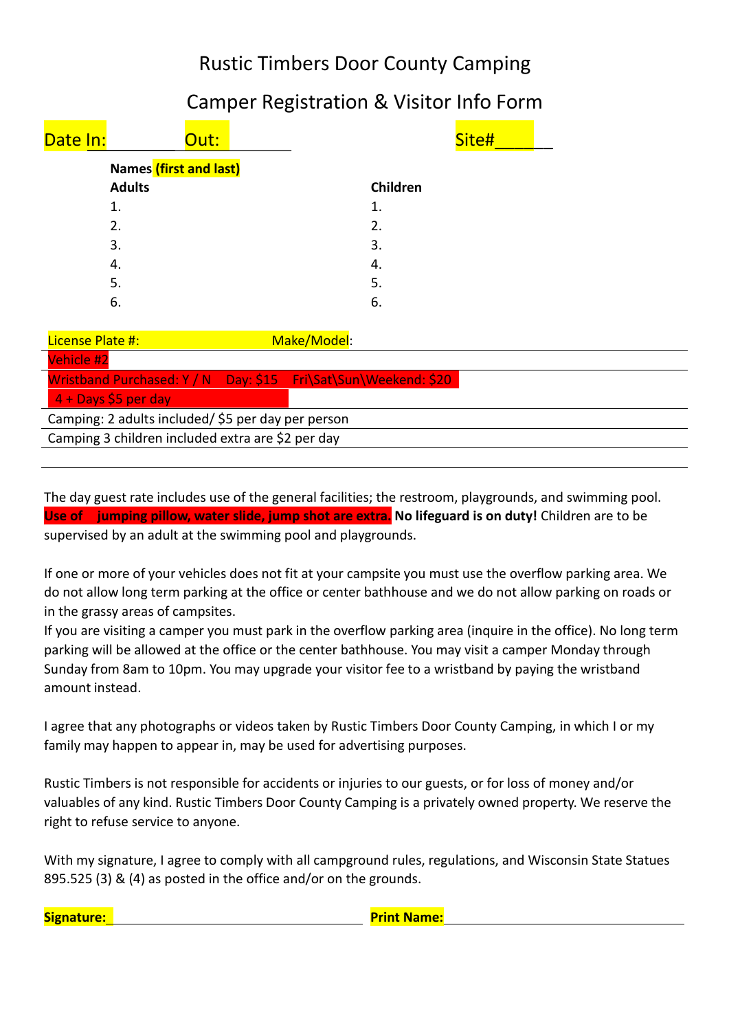# Rustic Timbers Door County Camping

## Camper Registration & Visitor Info Form

Date In:__________ Out:__________ Site#______

**Names (first and last)**

| **Adults** | **Children** |
|---|---|
| 1. | 1. |
| 2. | 2. |
| 3. | 3. |
| 4. | 4. |
| 5. | 5. |
| 6. | 6. |

License Plate #: Make/Model:

Vehicle #2

Wristband Purchased: Y / N Day: $15 Fri\Sat\Sun\Weekend: $20

4 + Days $5 per day

Camping: 2 adults included/ $5 per day per person

Camping 3 children included extra are $2 per day

The day guest rate includes use of the general facilities; the restroom, playgrounds, and swimming pool. **Use of jumping pillow, water slide, jump shot are extra. No lifeguard is on duty!** Children are to be supervised by an adult at the swimming pool and playgrounds.

If one or more of your vehicles does not fit at your campsite you must use the overflow parking area. We do not allow long term parking at the office or center bathhouse and we do not allow parking on roads or in the grassy areas of campsites.
If you are visiting a camper you must park in the overflow parking area (inquire in the office). No long term parking will be allowed at the office or the center bathhouse. You may visit a camper Monday through Sunday from 8am to 10pm. You may upgrade your visitor fee to a wristband by paying the wristband amount instead.

I agree that any photographs or videos taken by Rustic Timbers Door County Camping, in which I or my family may happen to appear in, may be used for advertising purposes.

Rustic Timbers is not responsible for accidents or injuries to our guests, or for loss of money and/or valuables of any kind. Rustic Timbers Door County Camping is a privately owned property. We reserve the right to refuse service to anyone.

With my signature, I agree to comply with all campground rules, regulations, and Wisconsin State Statues 895.525 (3) & (4) as posted in the office and/or on the grounds.

**Signature:**________________________ **Print Name:**________________________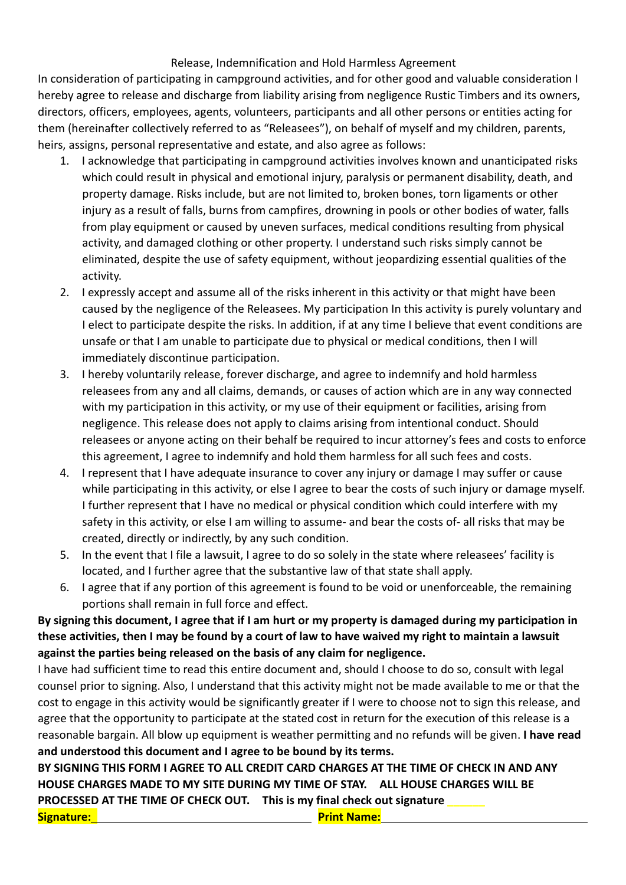# Release, Indemnification and Hold Harmless Agreement

In consideration of participating in campground activities, and for other good and valuable consideration I hereby agree to release and discharge from liability arising from negligence Rustic Timbers and its owners, directors, officers, employees, agents, volunteers, participants and all other persons or entities acting for them (hereinafter collectively referred to as "Releasees"), on behalf of myself and my children, parents, heirs, assigns, personal representative and estate, and also agree as follows:

1. I acknowledge that participating in campground activities involves known and unanticipated risks which could result in physical and emotional injury, paralysis or permanent disability, death, and property damage. Risks include, but are not limited to, broken bones, torn ligaments or other injury as a result of falls, burns from campfires, drowning in pools or other bodies of water, falls from play equipment or caused by uneven surfaces, medical conditions resulting from physical activity, and damaged clothing or other property. I understand such risks simply cannot be eliminated, despite the use of safety equipment, without jeopardizing essential qualities of the activity.
2. I expressly accept and assume all of the risks inherent in this activity or that might have been caused by the negligence of the Releasees. My participation In this activity is purely voluntary and I elect to participate despite the risks. In addition, if at any time I believe that event conditions are unsafe or that I am unable to participate due to physical or medical conditions, then I will immediately discontinue participation.
3. I hereby voluntarily release, forever discharge, and agree to indemnify and hold harmless releasees from any and all claims, demands, or causes of action which are in any way connected with my participation in this activity, or my use of their equipment or facilities, arising from negligence. This release does not apply to claims arising from intentional conduct. Should releasees or anyone acting on their behalf be required to incur attorney's fees and costs to enforce this agreement, I agree to indemnify and hold them harmless for all such fees and costs.
4. I represent that I have adequate insurance to cover any injury or damage I may suffer or cause while participating in this activity, or else I agree to bear the costs of such injury or damage myself. I further represent that I have no medical or physical condition which could interfere with my safety in this activity, or else I am willing to assume- and bear the costs of- all risks that may be created, directly or indirectly, by any such condition.
5. In the event that I file a lawsuit, I agree to do so solely in the state where releasees' facility is located, and I further agree that the substantive law of that state shall apply.
6. I agree that if any portion of this agreement is found to be void or unenforceable, the remaining portions shall remain in full force and effect.

**By signing this document, I agree that if I am hurt or my property is damaged during my participation in these activities, then I may be found by a court of law to have waived my right to maintain a lawsuit against the parties being released on the basis of any claim for negligence.**

I have had sufficient time to read this entire document and, should I choose to do so, consult with legal counsel prior to signing. Also, I understand that this activity might not be made available to me or that the cost to engage in this activity would be significantly greater if I were to choose not to sign this release, and agree that the opportunity to participate at the stated cost in return for the execution of this release is a reasonable bargain. All blow up equipment is weather permitting and no refunds will be given. **I have read and understood this document and I agree to be bound by its terms.**

**BY SIGNING THIS FORM I AGREE TO ALL CREDIT CARD CHARGES AT THE TIME OF CHECK IN AND ANY HOUSE CHARGES MADE TO MY SITE DURING MY TIME OF STAY. ALL HOUSE CHARGES WILL BE PROCESSED AT THE TIME OF CHECK OUT. This is my final check out signature ______**

**Signature:** ______________________________ **Print Name:** ______________________________